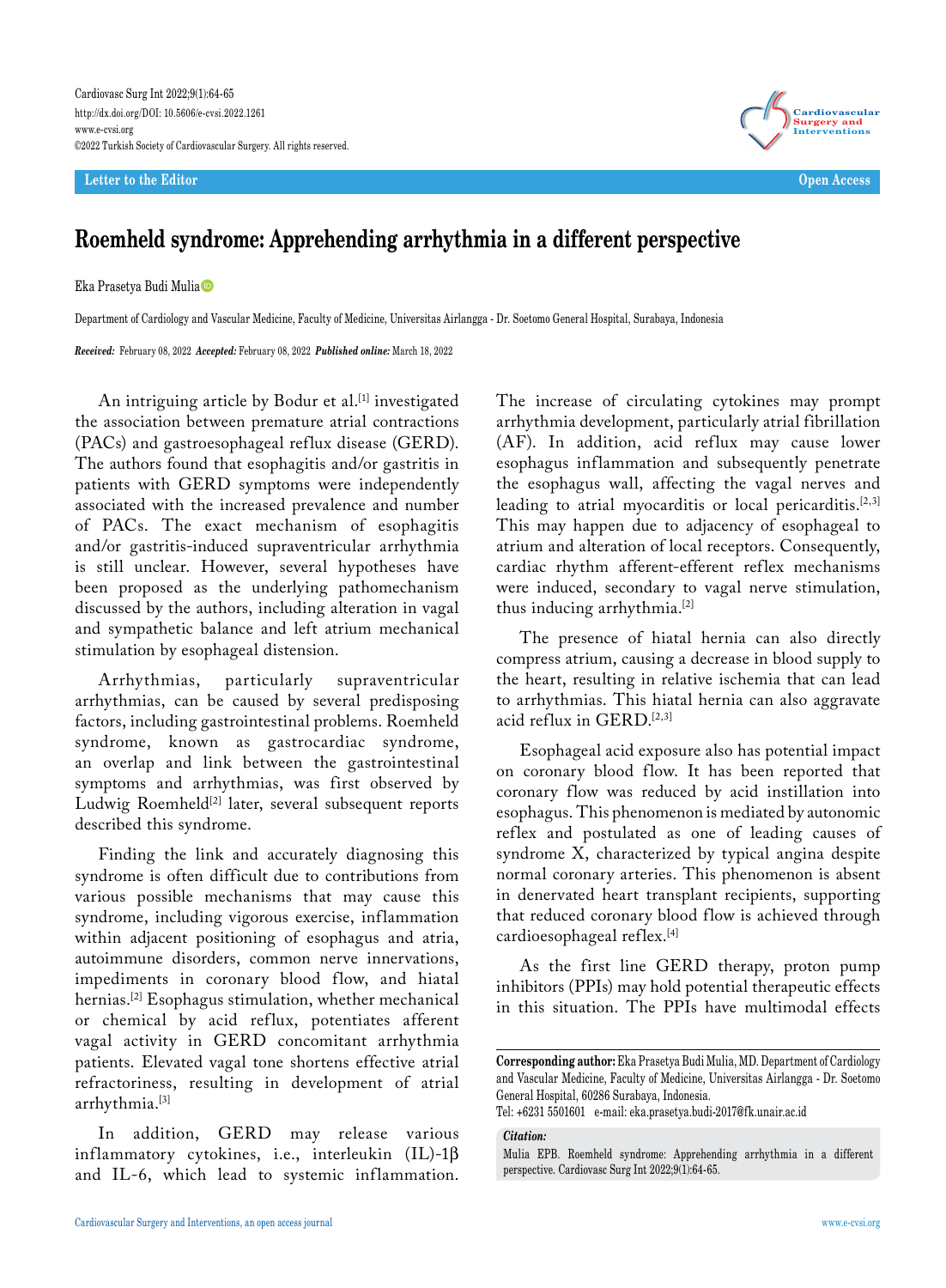Letter to the Editor

Open Access

# Roemheld syndrome: Apprehending arrhythmia in a different perspective

Eka Prasetya Budi Mulia

Department of Cardiology and Vascular Medicine, Faculty of Medicine, Universitas Airlangga - Dr. Soetomo General Hospital, Surabaya, Indonesia

***Received:*** February 08, 2022 ***Accepted:*** February 08, 2022 ***Published online:*** March 18, 2022

An intriguing article by Bodur et al.[1] investigated the association between premature atrial contractions (PACs) and gastroesophageal reflux disease (GERD). The authors found that esophagitis and/or gastritis in patients with GERD symptoms were independently associated with the increased prevalence and number of PACs. The exact mechanism of esophagitis and/or gastritis-induced supraventricular arrhythmia is still unclear. However, several hypotheses have been proposed as the underlying pathomechanism discussed by the authors, including alteration in vagal and sympathetic balance and left atrium mechanical stimulation by esophageal distension.

Arrhythmias, particularly supraventricular arrhythmias, can be caused by several predisposing factors, including gastrointestinal problems. Roemheld syndrome, known as gastrocardiac syndrome, an overlap and link between the gastrointestinal symptoms and arrhythmias, was first observed by Ludwig Roemheld[2] later, several subsequent reports described this syndrome.

Finding the link and accurately diagnosing this syndrome is often difficult due to contributions from various possible mechanisms that may cause this syndrome, including vigorous exercise, inflammation within adjacent positioning of esophagus and atria, autoimmune disorders, common nerve innervations, impediments in coronary blood flow, and hiatal hernias.[2] Esophagus stimulation, whether mechanical or chemical by acid reflux, potentiates afferent vagal activity in GERD concomitant arrhythmia patients. Elevated vagal tone shortens effective atrial refractoriness, resulting in development of atrial arrhythmia.[3]

In addition, GERD may release various inflammatory cytokines, i.e., interleukin (IL)-1β and IL-6, which lead to systemic inflammation. The increase of circulating cytokines may prompt arrhythmia development, particularly atrial fibrillation (AF). In addition, acid reflux may cause lower esophagus inflammation and subsequently penetrate the esophagus wall, affecting the vagal nerves and leading to atrial myocarditis or local pericarditis.[2,3] This may happen due to adjacency of esophageal to atrium and alteration of local receptors. Consequently, cardiac rhythm afferent-efferent reflex mechanisms were induced, secondary to vagal nerve stimulation, thus inducing arrhythmia.[2]

The presence of hiatal hernia can also directly compress atrium, causing a decrease in blood supply to the heart, resulting in relative ischemia that can lead to arrhythmias. This hiatal hernia can also aggravate acid reflux in GERD.[2,3]

Esophageal acid exposure also has potential impact on coronary blood flow. It has been reported that coronary flow was reduced by acid instillation into esophagus. This phenomenon is mediated by autonomic reflex and postulated as one of leading causes of syndrome X, characterized by typical angina despite normal coronary arteries. This phenomenon is absent in denervated heart transplant recipients, supporting that reduced coronary blood flow is achieved through cardioesophageal reflex.[4]

As the first line GERD therapy, proton pump inhibitors (PPIs) may hold potential therapeutic effects in this situation. The PPIs have multimodal effects

**Corresponding author:** Eka Prasetya Budi Mulia, MD. Department of Cardiology and Vascular Medicine, Faculty of Medicine, Universitas Airlangga - Dr. Soetomo General Hospital, 60286 Surabaya, Indonesia.
Tel: +6231 5501681 e-mail: eka.prasetya.budi-2017@fk.unair.ac.id

***Citation:***
Mulia EPB. Roemheld syndrome: Apprehending arrhythmia in a different perspective. Cardiovasc Surg Int 2022;9(1):64-65.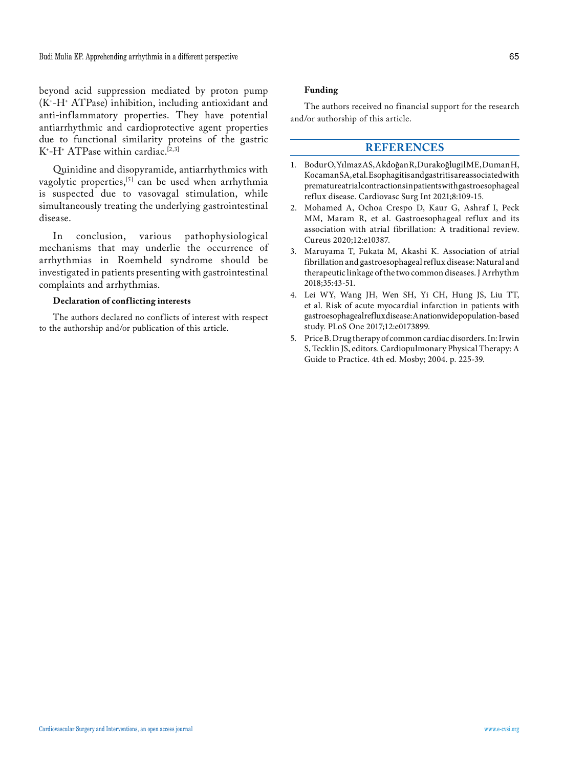beyond acid suppression mediated by proton pump ($K^+$-$H^+$ ATPase) inhibition, including antioxidant and anti-inflammatory properties. They have potential antiarrhythmic and cardioprotective agent properties due to functional similarity proteins of the gastric $K^+$-$H^+$ ATPase within cardiac.[2,3]

Quinidine and disopyramide, antiarrhythmics with vagolytic properties,[5] can be used when arrhythmia is suspected due to vasovagal stimulation, while simultaneously treating the underlying gastrointestinal disease.

In conclusion, various pathophysiological mechanisms that may underlie the occurrence of arrhythmias in Roemheld syndrome should be investigated in patients presenting with gastrointestinal complaints and arrhythmias.

**Declaration of conflicting interests**

The authors declared no conflicts of interest with respect to the authorship and/or publication of this article.

**Funding**

The authors received no financial support for the research and/or authorship of this article.

## REFERENCES

1. Bodur O, Yılmaz AS, Akdoğan R, Durakoğlugil ME, Duman H, Kocaman SA, et al. Esophagitis and gastritis are associated with premature atrial contractions in patients with gastroesophageal reflux disease. Cardiovasc Surg Int 2021;8:109-15.
2. Mohamed A, Ochoa Crespo D, Kaur G, Ashraf I, Peck MM, Maram R, et al. Gastroesophageal reflux and its association with atrial fibrillation: A traditional review. Cureus 2020;12:e10387.
3. Maruyama T, Fukata M, Akashi K. Association of atrial fibrillation and gastroesophageal reflux disease: Natural and therapeutic linkage of the two common diseases. J Arrhythm 2018;35:43-51.
4. Lei WY, Wang JH, Wen SH, Yi CH, Hung JS, Liu TT, et al. Risk of acute myocardial infarction in patients with gastroesophageal reflux disease: A nationwide population-based study. PLoS One 2017;12:e0173899.
5. Price B. Drug therapy of common cardiac disorders. In: Irwin S, Tecklin JS, editors. Cardiopulmonary Physical Therapy: A Guide to Practice. 4th ed. Mosby; 2004. p. 225-39.